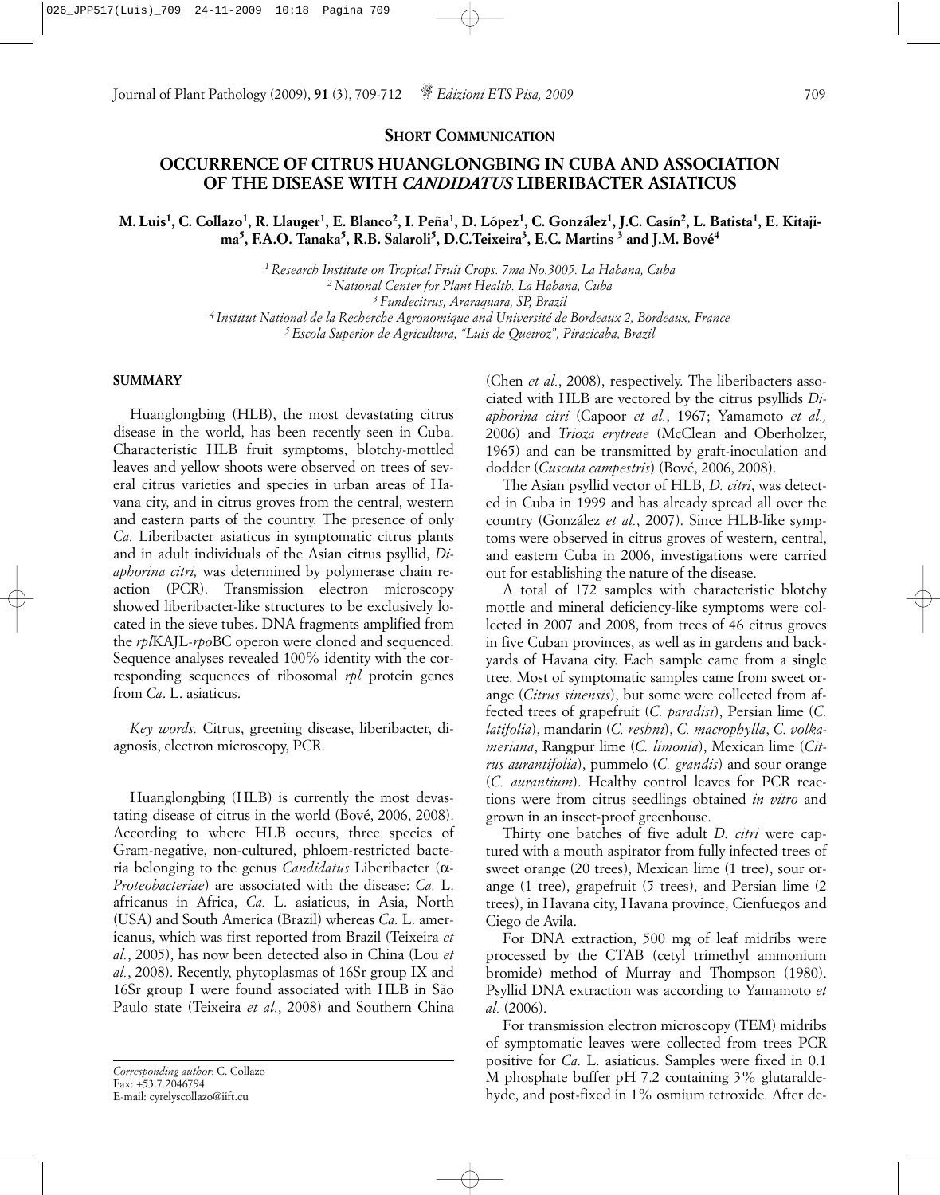**SHORT COMMUNICATION**

# OCCURRENCE OF CITRUS HUANGLONGBING IN CUBA AND ASSOCIATION OF THE DISEASE WITH *CANDIDATUS* LIBERIBACTER ASIATICUS

**M. Luis[1], C. Collazo[1], R. Llauger[1], E. Blanco[2], I. Peña[1], D. López[1], C. González[1], J.C. Casín[2], L. Batista[1], E. Kitajima[5], F.A.O. Tanaka[5], R.B. Salaroli[5], D.C.Teixeira[3], E.C. Martins [3] and J.M. Bové[4]**

[1] *Research Institute on Tropical Fruit Crops. 7ma No.3005. La Habana, Cuba*
[2] *National Center for Plant Health. La Habana, Cuba*
[3] *Fundecitrus, Araraquara, SP, Brazil*
[4] *Institut National de la Recherche Agronomique and Université de Bordeaux 2, Bordeaux, France*
[5] *Escola Superior de Agricultura, "Luis de Queiroz", Piracicaba, Brazil*

## SUMMARY

Huanglongbing (HLB), the most devastating citrus disease in the world, has been recently seen in Cuba. Characteristic HLB fruit symptoms, blotchy-mottled leaves and yellow shoots were observed on trees of several citrus varieties and species in urban areas of Havana city, and in citrus groves from the central, western and eastern parts of the country. The presence of only *Ca.* Liberibacter asiaticus in symptomatic citrus plants and in adult individuals of the Asian citrus psyllid, *Diaphorina citri,* was determined by polymerase chain reaction (PCR). Transmission electron microscopy showed liberibacter-like structures to be exclusively located in the sieve tubes. DNA fragments amplified from the *rpl*KAJL-*rpo*BC operon were cloned and sequenced. Sequence analyses revealed 100% identity with the corresponding sequences of ribosomal *rpl* protein genes from *Ca*. L. asiaticus.

*Key words.* Citrus, greening disease, liberibacter, diagnosis, electron microscopy, PCR.

Huanglongbing (HLB) is currently the most devastating disease of citrus in the world (Bové, 2006, 2008). According to where HLB occurs, three species of Gram-negative, non-cultured, phloem-restricted bacteria belonging to the genus *Candidatus* Liberibacter ($\alpha$-*Proteobacteriae*) are associated with the disease: *Ca.* L. africanus in Africa, *Ca.* L. asiaticus, in Asia, North (USA) and South America (Brazil) whereas *Ca.* L. americanus, which was first reported from Brazil (Teixeira *et al.*, 2005), has now been detected also in China (Lou *et al.*, 2008). Recently, phytoplasmas of 16Sr group IX and 16Sr group I were found associated with HLB in São Paulo state (Teixeira *et al.*, 2008) and Southern China (Chen *et al.*, 2008), respectively. The liberibacters associated with HLB are vectored by the citrus psyllids *Diaphorina citri* (Capoor *et al.*, 1967; Yamamoto *et al.,* 2006) and *Trioza erytreae* (McClean and Oberholzer, 1965) and can be transmitted by graft-inoculation and dodder (*Cuscuta campestris*) (Bové, 2006, 2008).

The Asian psyllid vector of HLB, *D. citri*, was detected in Cuba in 1999 and has already spread all over the country (González *et al.*, 2007). Since HLB-like symptoms were observed in citrus groves of western, central, and eastern Cuba in 2006, investigations were carried out for establishing the nature of the disease.

A total of 172 samples with characteristic blotchy mottle and mineral deficiency-like symptoms were collected in 2007 and 2008, from trees of 46 citrus groves in five Cuban provinces, as well as in gardens and backyards of Havana city. Each sample came from a single tree. Most of symptomatic samples came from sweet orange (*Citrus sinensis*), but some were collected from affected trees of grapefruit (*C. paradisi*), Persian lime (*C. latifolia*), mandarin (*C. reshni*), *C. macrophylla*, *C. volkameriana*, Rangpur lime (*C. limonia*), Mexican lime (*Citrus aurantifolia*), pummelo (*C. grandis*) and sour orange (*C. aurantium*). Healthy control leaves for PCR reactions were from citrus seedlings obtained *in vitro* and grown in an insect-proof greenhouse.

Thirty one batches of five adult *D. citri* were captured with a mouth aspirator from fully infected trees of sweet orange (20 trees), Mexican lime (1 tree), sour orange (1 tree), grapefruit (5 trees), and Persian lime (2 trees), in Havana city, Havana province, Cienfuegos and Ciego de Avila.

For DNA extraction, 500 mg of leaf midribs were processed by the CTAB (cetyl trimethyl ammonium bromide) method of Murray and Thompson (1980). Psyllid DNA extraction was according to Yamamoto *et al.* (2006).

For transmission electron microscopy (TEM) midribs of symptomatic leaves were collected from trees PCR positive for *Ca.* L. asiaticus. Samples were fixed in 0.1 M phosphate buffer pH 7.2 containing 3% glutaraldehyde, and post-fixed in 1% osmium tetroxide. After de-

*Corresponding author*: C. Collazo
Fax: +53.7.2046794
E-mail: cyrelyscollazo@iift.cu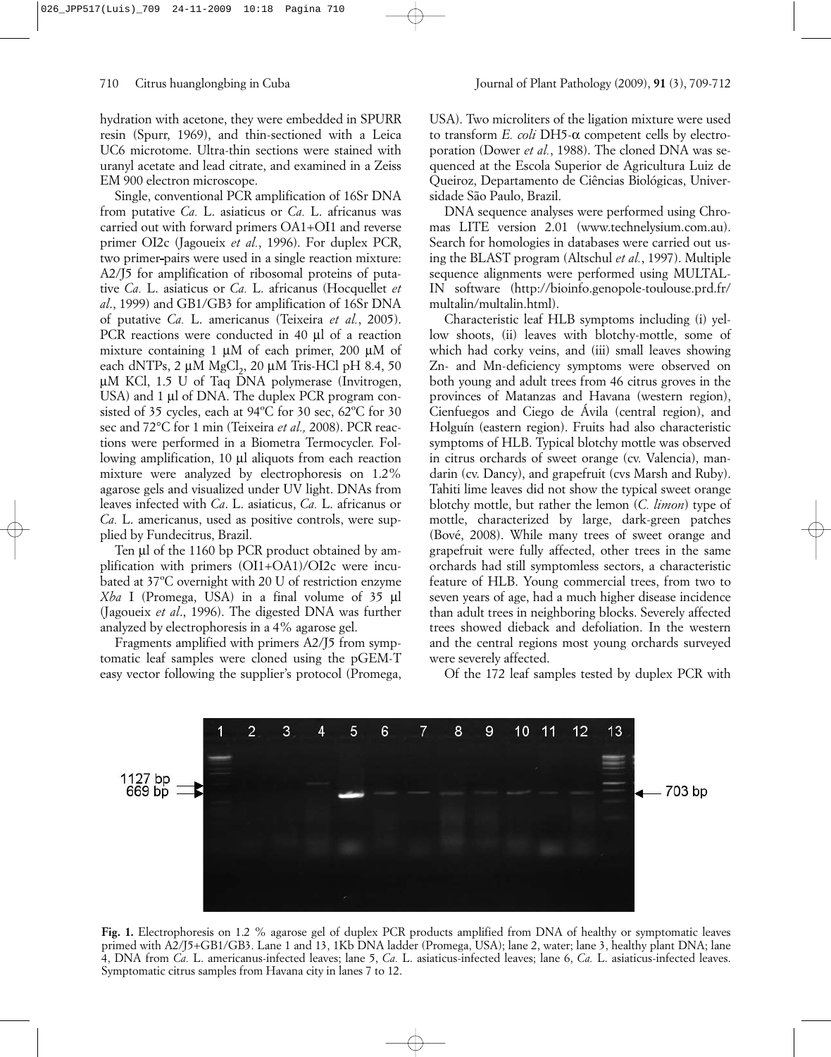hydration with acetone, they were embedded in SPURR resin (Spurr, 1969), and thin-sectioned with a Leica UC6 microtome. Ultra-thin sections were stained with uranyl acetate and lead citrate, and examined in a Zeiss EM 900 electron microscope.

Single, conventional PCR amplification of 16Sr DNA from putative *Ca.* L. asiaticus or *Ca.* L. africanus was carried out with forward primers OA1+OI1 and reverse primer OI2c (Jagoueix *et al.*, 1996). For duplex PCR, two primer-pairs were used in a single reaction mixture: A2/J5 for amplification of ribosomal proteins of putative *Ca.* L. asiaticus or *Ca.* L. africanus (Hocquellet *et al.*, 1999) and GB1/GB3 for amplification of 16Sr DNA of putative *Ca.* L. americanus (Teixeira *et al.*, 2005). PCR reactions were conducted in 40 µl of a reaction mixture containing 1 µM of each primer, 200 µM of each dNTPs, 2 µM $MgCl_2$, 20 µM Tris-HCl pH 8.4, 50 µM KCl, 1.5 U of Taq DNA polymerase (Invitrogen, USA) and 1 µl of DNA. The duplex PCR program consisted of 35 cycles, each at 94ºC for 30 sec, 62ºC for 30 sec and 72°C for 1 min (Teixeira *et al.,* 2008). PCR reactions were performed in a Biometra Termocycler. Following amplification, 10 µl aliquots from each reaction mixture were analyzed by electrophoresis on 1.2% agarose gels and visualized under UV light. DNAs from leaves infected with *Ca*. L. asiaticus, *Ca.* L. africanus or *Ca.* L. americanus, used as positive controls, were supplied by Fundecitrus, Brazil.

Ten µl of the 1160 bp PCR product obtained by amplification with primers (OI1+OA1)/OI2c were incubated at 37ºC overnight with 20 U of restriction enzyme *Xba* I (Promega, USA) in a final volume of 35 µl (Jagoueix *et al*., 1996). The digested DNA was further analyzed by electrophoresis in a 4% agarose gel.

Fragments amplified with primers A2/J5 from symptomatic leaf samples were cloned using the pGEM-T easy vector following the supplier's protocol (Promega, USA). Two microliters of the ligation mixture were used to transform *E. coli* DH5-α competent cells by electroporation (Dower *et al.*, 1988). The cloned DNA was sequenced at the Escola Superior de Agricultura Luiz de Queiroz, Departamento de Ciências Biológicas, Universidade São Paulo, Brazil.

DNA sequence analyses were performed using Chromas LITE version 2.01 (www.technelysium.com.au). Search for homologies in databases were carried out using the BLAST program (Altschul *et al.*, 1997). Multiple sequence alignments were performed using MULTALIN software (http://bioinfo.genopole-toulouse.prd.fr/multalin/multalin.html).

Characteristic leaf HLB symptoms including (i) yellow shoots, (ii) leaves with blotchy-mottle, some of which had corky veins, and (iii) small leaves showing Zn- and Mn-deficiency symptoms were observed on both young and adult trees from 46 citrus groves in the provinces of Matanzas and Havana (western region), Cienfuegos and Ciego de Ávila (central region), and Holguín (eastern region). Fruits had also characteristic symptoms of HLB. Typical blotchy mottle was observed in citrus orchards of sweet orange (cv. Valencia), mandarin (cv. Dancy), and grapefruit (cvs Marsh and Ruby). Tahiti lime leaves did not show the typical sweet orange blotchy mottle, but rather the lemon (*C. limon*) type of mottle, characterized by large, dark-green patches (Bové, 2008). While many trees of sweet orange and grapefruit were fully affected, other trees in the same orchards had still symptomless sectors, a characteristic feature of HLB. Young commercial trees, from two to seven years of age, had a much higher disease incidence than adult trees in neighboring blocks. Severely affected trees showed dieback and defoliation. In the western and the central regions most young orchards surveyed were severely affected.

Of the 172 leaf samples tested by duplex PCR with

**Fig. 1.** Electrophoresis on 1.2 % agarose gel of duplex PCR products amplified from DNA of healthy or symptomatic leaves primed with A2/J5+GB1/GB3. Lane 1 and 13, 1Kb DNA ladder (Promega, USA); lane 2, water; lane 3, healthy plant DNA; lane 4, DNA from *Ca.* L. americanus-infected leaves; lane 5, *Ca.* L. asiaticus-infected leaves; lane 6, *Ca.* L. asiaticus-infected leaves. Symptomatic citrus samples from Havana city in lanes 7 to 12.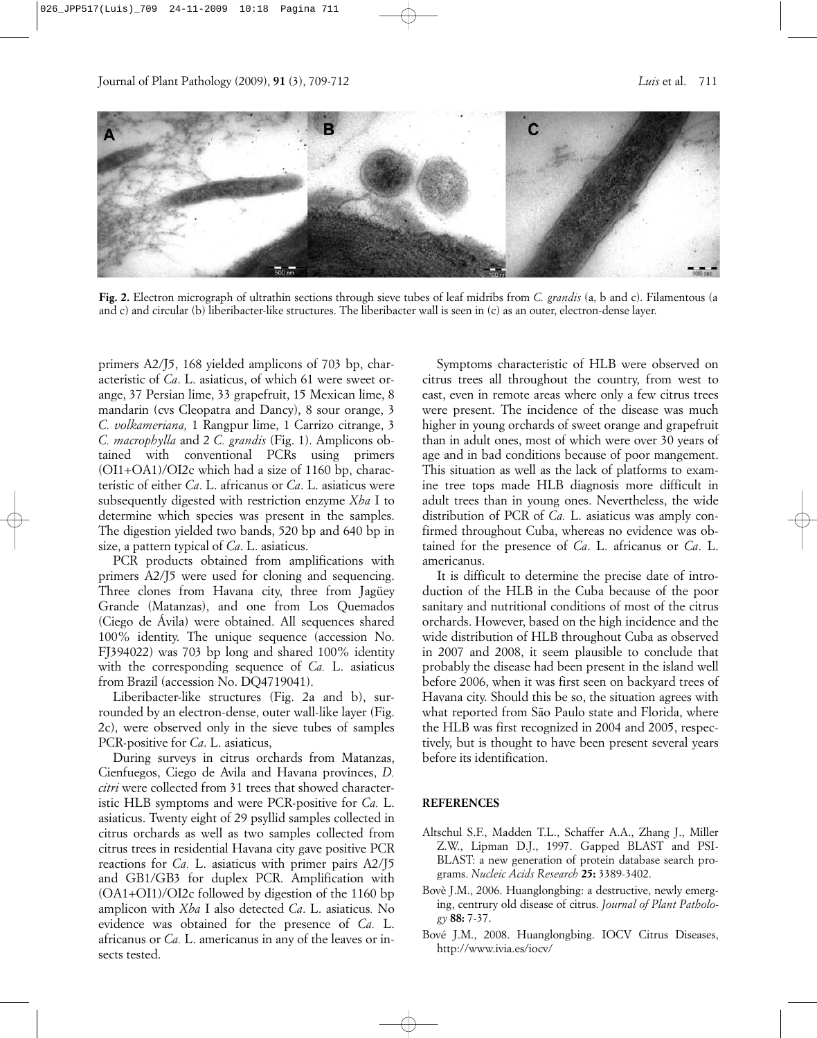**Fig. 2.** Electron micrograph of ultrathin sections through sieve tubes of leaf midribs from *C. grandis* (a, b and c). Filamentous (a and c) and circular (b) liberibacter-like structures. The liberibacter wall is seen in (c) as an outer, electron-dense layer.

primers A2/J5, 168 yielded amplicons of 703 bp, characteristic of *Ca*. L. asiaticus, of which 61 were sweet orange, 37 Persian lime, 33 grapefruit, 15 Mexican lime, 8 mandarin (cvs Cleopatra and Dancy), 8 sour orange, 3 *C. volkameriana,* 1 Rangpur lime, 1 Carrizo citrange, 3 *C. macrophylla* and 2 *C. grandis* (Fig. 1). Amplicons obtained with conventional PCRs using primers (OI1+OA1)/OI2c which had a size of 1160 bp, characteristic of either *Ca*. L. africanus or *Ca*. L. asiaticus were subsequently digested with restriction enzyme *Xba* I to determine which species was present in the samples. The digestion yielded two bands, 520 bp and 640 bp in size, a pattern typical of *Ca*. L. asiaticus.

PCR products obtained from amplifications with primers A2/J5 were used for cloning and sequencing. Three clones from Havana city, three from Jagüey Grande (Matanzas), and one from Los Quemados (Ciego de Ávila) were obtained. All sequences shared 100% identity. The unique sequence (accession No. FJ394022) was 703 bp long and shared 100% identity with the corresponding sequence of *Ca.* L. asiaticus from Brazil (accession No. DQ4719041).

Liberibacter-like structures (Fig. 2a and b), surrounded by an electron-dense, outer wall-like layer (Fig. 2c), were observed only in the sieve tubes of samples PCR-positive for *Ca*. L. asiaticus,

During surveys in citrus orchards from Matanzas, Cienfuegos, Ciego de Avila and Havana provinces, *D. citri* were collected from 31 trees that showed characteristic HLB symptoms and were PCR-positive for *Ca.* L. asiaticus. Twenty eight of 29 psyllid samples collected in citrus orchards as well as two samples collected from citrus trees in residential Havana city gave positive PCR reactions for *Ca.* L. asiaticus with primer pairs A2/J5 and GB1/GB3 for duplex PCR. Amplification with (OA1+OI1)/OI2c followed by digestion of the 1160 bp amplicon with *Xba* I also detected *Ca*. L. asiaticus*.* No evidence was obtained for the presence of *Ca.* L. africanus or *Ca.* L. americanus in any of the leaves or insects tested.

Symptoms characteristic of HLB were observed on citrus trees all throughout the country, from west to east, even in remote areas where only a few citrus trees were present. The incidence of the disease was much higher in young orchards of sweet orange and grapefruit than in adult ones, most of which were over 30 years of age and in bad conditions because of poor mangement. This situation as well as the lack of platforms to examine tree tops made HLB diagnosis more difficult in adult trees than in young ones. Nevertheless, the wide distribution of PCR of *Ca.* L. asiaticus was amply confirmed throughout Cuba, whereas no evidence was obtained for the presence of *Ca*. L. africanus or *Ca*. L. americanus.

It is difficult to determine the precise date of introduction of the HLB in the Cuba because of the poor sanitary and nutritional conditions of most of the citrus orchards. However, based on the high incidence and the wide distribution of HLB throughout Cuba as observed in 2007 and 2008, it seem plausible to conclude that probably the disease had been present in the island well before 2006, when it was first seen on backyard trees of Havana city. Should this be so, the situation agrees with what reported from São Paulo state and Florida, where the HLB was first recognized in 2004 and 2005, respectively, but is thought to have been present several years before its identification.

## REFERENCES

Altschul S.F., Madden T.L., Schaffer A.A., Zhang J., Miller Z.W., Lipman D.J., 1997. Gapped BLAST and PSI-BLAST: a new generation of protein database search programs. *Nucleic Acids Research* **25:** 3389-3402.

Bovè J.M., 2006. Huanglongbing: a destructive, newly emerging, centrury old disease of citrus. *Journal of Plant Pathology* **88:** 7-37.

Bové J.M., 2008. Huanglongbing. IOCV Citrus Diseases, http://www.ivia.es/iocv/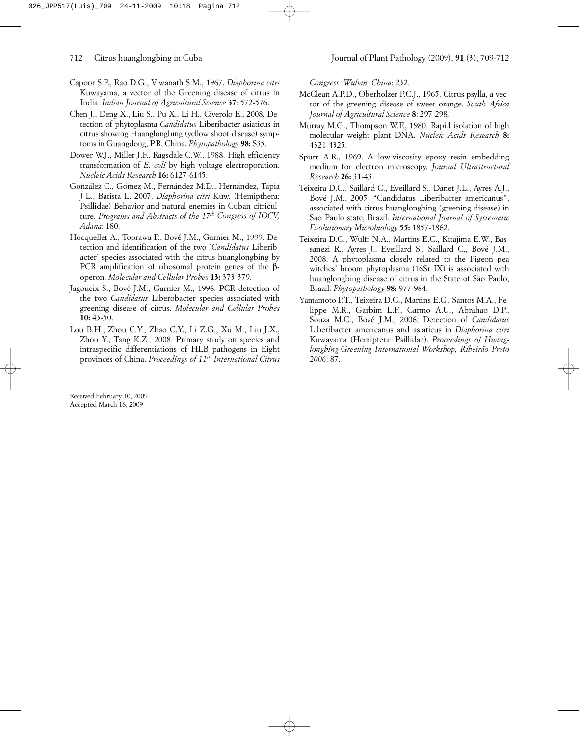Capoor S.P., Rao D.G., Viwanath S.M., 1967. *Diaphorina citri* Kuwayama, a vector of the Greening disease of citrus in India. *Indian Journal of Agricultural Science* **37:** 572-576.

Chen J., Deng X., Liu S., Pu X., Li H., Civerolo E., 2008. Detection of phytoplasma *Candidatus* Liberibacter asiaticus in citrus showing Huanglongbing (yellow shoot disease) symptoms in Guangdong, P.R. China. *Phytopathology* **98:** S35.

Dower W.J., Miller J.F., Ragsdale C.W., 1988. High efficiency transformation of *E. coli* by high voltage electroporation. *Nucleic Acids Research* **16:** 6127-6145.

González C., Gómez M., Fernández M.D., Hernández, Tapia J-L., Batista L. 2007. *Diaphorina citri* Kuw. (Hemipthera: Psillidae) Behavior and natural enemies in Cuban citriculture. *Programs and Abstracts of the 17th Congress of IOCV, Adana*: 180.

Hocquellet A., Toorawa P., Bové J.M., Garnier M., 1999. Detection and identification of the two ´*Candidatus* Liberibacter´ species associated with the citrus huanglongbing by PCR amplification of ribosomal protein genes of the β-operon. *Molecular and Cellular Probes* **13:** 373-379.

Jagoueix S., Bové J.M., Garnier M., 1996. PCR detection of the two *Candidatus* Liberobacter species associated with greening disease of citrus. *Molecular and Cellular Probes* **10:** 43-50.

Lou B.H., Zhou C.Y., Zhao C.Y., Li Z.G., Xu M., Liu J.X., Zhou Y., Tang K.Z., 2008. Primary study on species and intraspecific differentiations of HLB pathogens in Eight provinces of China. *Proceedings of 11th International Citrus Congress. Wuhan, China*: 232.

McClean A.P.D., Oberholzer P.C.J., 1965. Citrus psylla, a vector of the greening disease of sweet orange. *South Africa Journal of Agricultural Science* **8**: 297-298.

Murray M.G., Thompson W.F., 1980. Rapid isolation of high molecular weight plant DNA. *Nucleic Acids Research* **8:** 4321-4325.

Spurr A.R., 1969. A low-viscosity epoxy resin embedding medium for electron microscopy. *Journal Ultrastructural Research* **26:** 31-43.

Teixeira D.C., Saillard C., Eveillard S., Danet J.L., Ayres A.J., Bové J.M., 2005. "Candidatus Liberibacter americanus", associated with citrus huanglongbing (greening disease) in Sao Paulo state, Brazil. *International Journal of Systematic Evolutionary Microbiology* **55:** 1857-1862.

Teixeira D.C., Wulff N.A., Martins E.C., Kitajima E.W., Bassanezi R., Ayres J., Eveillard S., Saillard C., Bové J.M., 2008. A phytoplasma closely related to the Pigeon pea witches' broom phytoplasma (16Sr IX) is associated with huanglongbing disease of citrus in the State of São Paulo, Brazil. *Phytopathology* **98:** 977-984.

Yamamoto P.T., Teixeira D.C., Martins E.C., Santos M.A., Felippe M.R., Garbim L.F., Carmo A.U., Abrahao D.P., Souza M.C., Bové J.M., 2006. Detection of *Candidatus* Liberibacter americanus and asiaticus in *Diaphorina citri* Kuwayama (Hemiptera: Psillidae). *Proceedings of Huanglongbing-Greening International Workshop, Ribeirão Preto 2006*: 87.

Received February 10, 2009
Accepted March 16, 2009